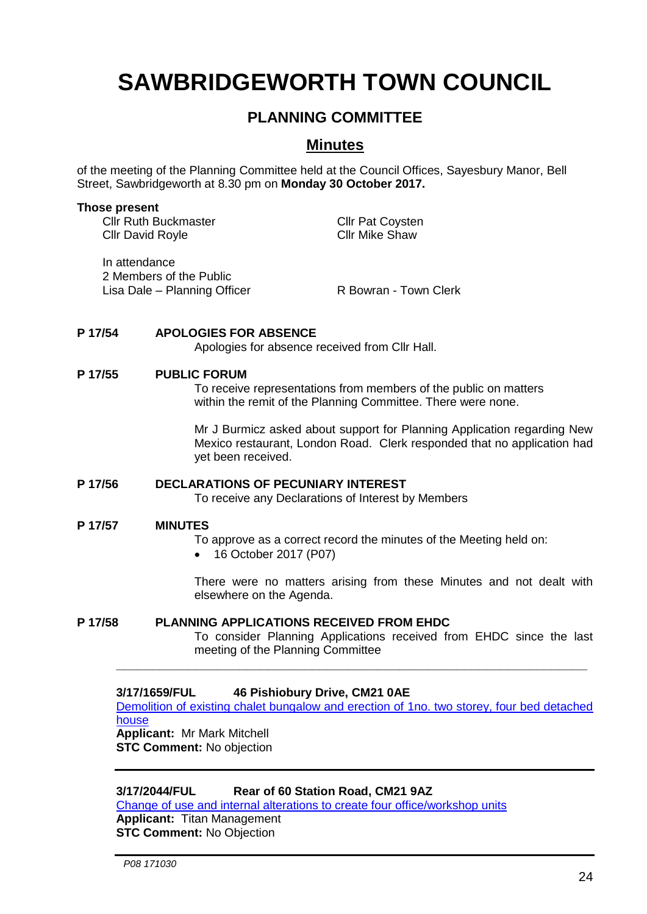# SAWBRIDGEWORTH TOWN COUNCIL

## PLANNING COMMITTEE

## Minutes

of the meeting of the Planning Committee held at the Council Offices, Sayesbury Manor, Bell Street, Sawbridgeworth at 8.30 pm on **Monday 30 October 2017.**

**Those present**

Cllr Ruth Buckmaster
Cllr Pat Coysten
Cllr David Royle
Cllr Mike Shaw

In attendance
2 Members of the Public
Lisa Dale – Planning Officer
R Bowran - Town Clerk

**P 17/54 APOLOGIES FOR ABSENCE**

Apologies for absence received from Cllr Hall.

**P 17/55 PUBLIC FORUM**

To receive representations from members of the public on matters within the remit of the Planning Committee. There were none.

Mr J Burmicz asked about support for Planning Application regarding New Mexico restaurant, London Road. Clerk responded that no application had yet been received.

**P 17/56 DECLARATIONS OF PECUNIARY INTEREST**

To receive any Declarations of Interest by Members

**P 17/57 MINUTES**

To approve as a correct record the minutes of the Meeting held on:

- 16 October 2017 (P07)

There were no matters arising from these Minutes and not dealt with elsewhere on the Agenda.

**P 17/58 PLANNING APPLICATIONS RECEIVED FROM EHDC**

To consider Planning Applications received from EHDC since the last meeting of the Planning Committee

---

**3/17/1659/FUL 46 Pishiobury Drive, CM21 0AE**

Demolition of existing chalet bungalow and erection of 1no. two storey, four bed detached house

**Applicant:** Mr Mark Mitchell

**STC Comment:** No objection

---

**3/17/2044/FUL Rear of 60 Station Road, CM21 9AZ**

Change of use and internal alterations to create four office/workshop units

**Applicant:** Titan Management

**STC Comment:** No Objection

---

P08 171030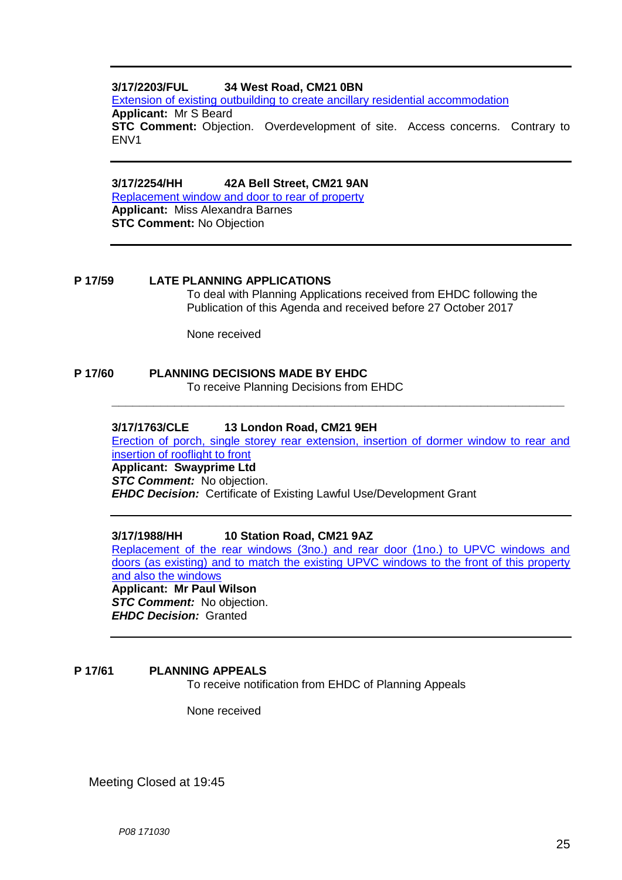---

**3/17/2203/FUL 34 West Road, CM21 0BN**

Extension of existing outbuilding to create ancillary residential accommodation

**Applicant:** Mr S Beard

**STC Comment:** Objection. Overdevelopment of site. Access concerns. Contrary to ENV1

---

**3/17/2254/HH 42A Bell Street, CM21 9AN**

Replacement window and door to rear of property

**Applicant:** Miss Alexandra Barnes

**STC Comment:** No Objection

---

**P 17/59 LATE PLANNING APPLICATIONS**

To deal with Planning Applications received from EHDC following the Publication of this Agenda and received before 27 October 2017

None received

**P 17/60 PLANNING DECISIONS MADE BY EHDC**

To receive Planning Decisions from EHDC

---

**3/17/1763/CLE 13 London Road, CM21 9EH**

Erection of porch, single storey rear extension, insertion of dormer window to rear and insertion of rooflight to front

**Applicant: Swayprime Ltd**

***STC Comment:*** No objection.

***EHDC Decision:*** Certificate of Existing Lawful Use/Development Grant

---

**3/17/1988/HH 10 Station Road, CM21 9AZ**

Replacement of the rear windows (3no.) and rear door (1no.) to UPVC windows and doors (as existing) and to match the existing UPVC windows to the front of this property and also the windows

**Applicant: Mr Paul Wilson**

***STC Comment:*** No objection.

***EHDC Decision:*** Granted

---

**P 17/61 PLANNING APPEALS**

To receive notification from EHDC of Planning Appeals

None received

Meeting Closed at 19:45

*P08 171030*